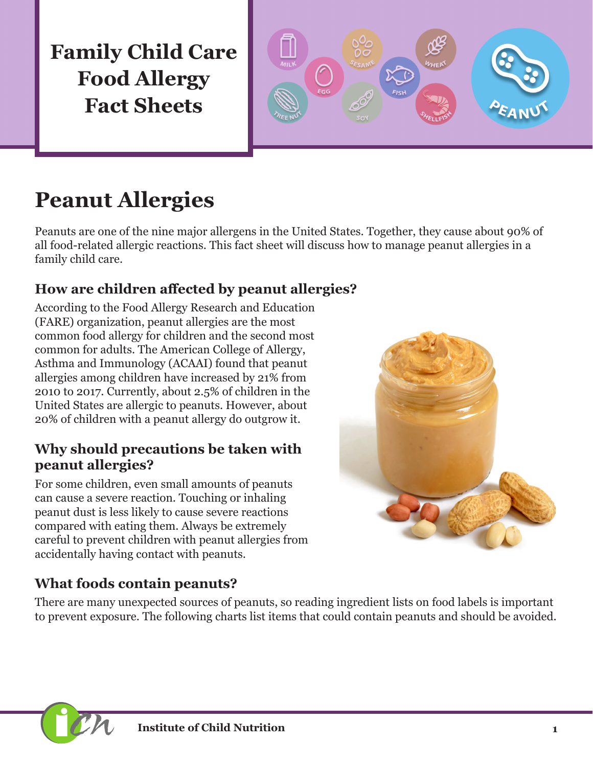# Family Child Care Food Allergy Fact Sheets

## Peanut Allergies

Peanuts are one of the nine major allergens in the United States. Together, they cause about 90% of all food-related allergic reactions. This fact sheet will discuss how to manage peanut allergies in a family child care.

### How are children affected by peanut allergies?

According to the Food Allergy Research and Education (FARE) organization, peanut allergies are the most common food allergy for children and the second most common for adults. The American College of Allergy, Asthma and Immunology (ACAAI) found that peanut allergies among children have increased by 21% from 2010 to 2017. Currently, about 2.5% of children in the United States are allergic to peanuts. However, about 20% of children with a peanut allergy do outgrow it.

### Why should precautions be taken with peanut allergies?

For some children, even small amounts of peanuts can cause a severe reaction. Touching or inhaling peanut dust is less likely to cause severe reactions compared with eating them. Always be extremely careful to prevent children with peanut allergies from accidentally having contact with peanuts.

### What foods contain peanuts?

There are many unexpected sources of peanuts, so reading ingredient lists on food labels is important to prevent exposure. The following charts list items that could contain peanuts and should be avoided.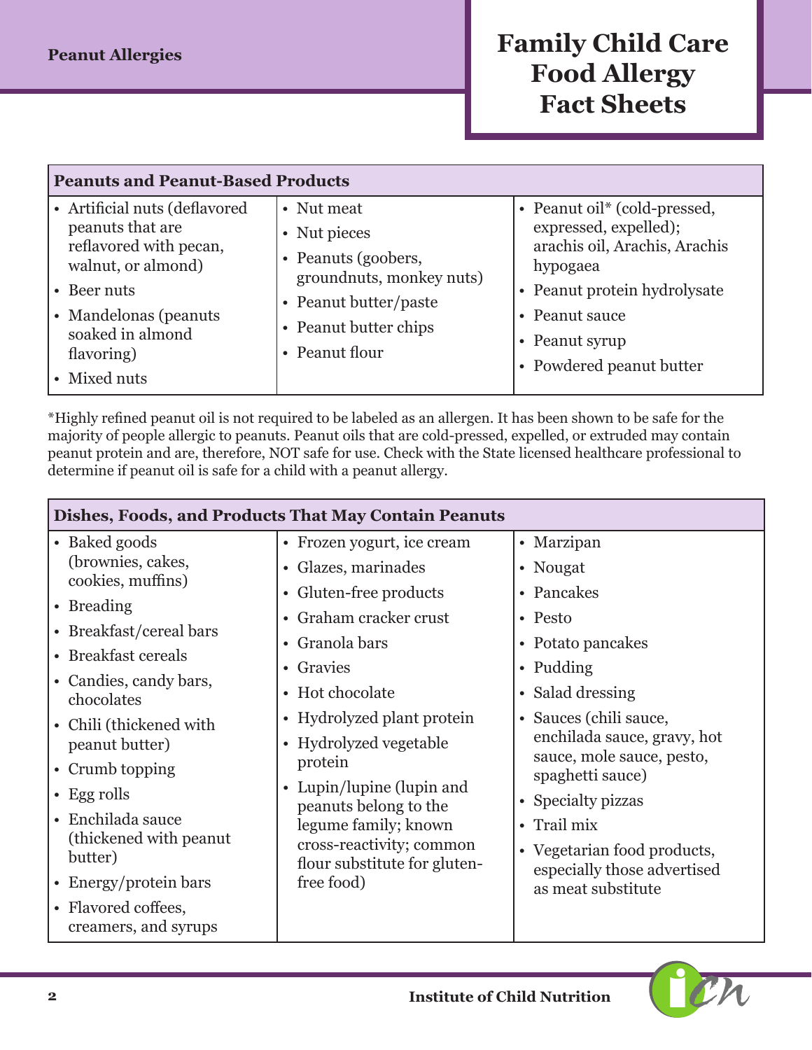## Peanut Allergies

# Family Child Care Food Allergy Fact Sheets

| Peanuts and Peanut-Based Products | | |
|---|---|---|
| • Artificial nuts (deflavored peanuts that are reflavored with pecan, walnut, or almond)<br>• Beer nuts<br>• Mandelonas (peanuts soaked in almond flavoring)<br>• Mixed nuts | • Nut meat<br>• Nut pieces<br>• Peanuts (goobers, groundnuts, monkey nuts)<br>• Peanut butter/paste<br>• Peanut butter chips<br>• Peanut flour | • Peanut oil* (cold-pressed, expressed, expelled); arachis oil, Arachis, Arachis hypogaea<br>• Peanut protein hydrolysate<br>• Peanut sauce<br>• Peanut syrup<br>• Powdered peanut butter |

*Highly refined peanut oil is not required to be labeled as an allergen. It has been shown to be safe for the majority of people allergic to peanuts. Peanut oils that are cold-pressed, expelled, or extruded may contain peanut protein and are, therefore, NOT safe for use. Check with the State licensed healthcare professional to determine if peanut oil is safe for a child with a peanut allergy.

| Dishes, Foods, and Products That May Contain Peanuts | | |
|---|---|---|
| • Baked goods (brownies, cakes, cookies, muffins)<br>• Breading<br>• Breakfast/cereal bars<br>• Breakfast cereals<br>• Candies, candy bars, chocolates<br>• Chili (thickened with peanut butter)<br>• Crumb topping<br>• Egg rolls<br>• Enchilada sauce (thickened with peanut butter)<br>• Energy/protein bars<br>• Flavored coffees, creamers, and syrups | • Frozen yogurt, ice cream<br>• Glazes, marinades<br>• Gluten-free products<br>• Graham cracker crust<br>• Granola bars<br>• Gravies<br>• Hot chocolate<br>• Hydrolyzed plant protein<br>• Hydrolyzed vegetable protein<br>• Lupin/lupine (lupin and peanuts belong to the legume family; known cross-reactivity; common flour substitute for gluten-free food) | • Marzipan<br>• Nougat<br>• Pancakes<br>• Pesto<br>• Potato pancakes<br>• Pudding<br>• Salad dressing<br>• Sauces (chili sauce, enchilada sauce, gravy, hot sauce, mole sauce, pesto, spaghetti sauce)<br>• Specialty pizzas<br>• Trail mix<br>• Vegetarian food products, especially those advertised as meat substitute |

Institute of Child Nutrition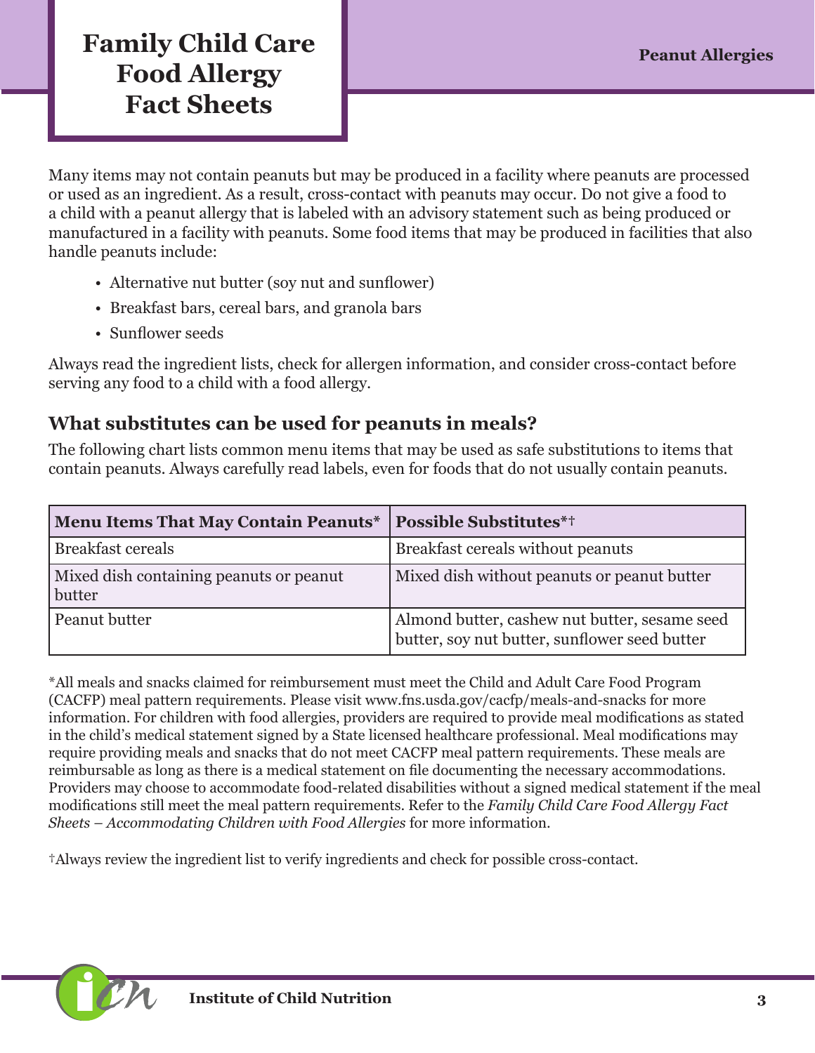Many items may not contain peanuts but may be produced in a facility where peanuts are processed or used as an ingredient. As a result, cross-contact with peanuts may occur. Do not give a food to a child with a peanut allergy that is labeled with an advisory statement such as being produced or manufactured in a facility with peanuts. Some food items that may be produced in facilities that also handle peanuts include:

- Alternative nut butter (soy nut and sunflower)
- Breakfast bars, cereal bars, and granola bars
- Sunflower seeds

Always read the ingredient lists, check for allergen information, and consider cross-contact before serving any food to a child with a food allergy.

## What substitutes can be used for peanuts in meals?

The following chart lists common menu items that may be used as safe substitutions to items that contain peanuts. Always carefully read labels, even for foods that do not usually contain peanuts.

| Menu Items That May Contain Peanuts* | Possible Substitutes*† |
|---|---|
| Breakfast cereals | Breakfast cereals without peanuts |
| Mixed dish containing peanuts or peanut butter | Mixed dish without peanuts or peanut butter |
| Peanut butter | Almond butter, cashew nut butter, sesame seed butter, soy nut butter, sunflower seed butter |

*All meals and snacks claimed for reimbursement must meet the Child and Adult Care Food Program (CACFP) meal pattern requirements. Please visit www.fns.usda.gov/cacfp/meals-and-snacks for more information. For children with food allergies, providers are required to provide meal modifications as stated in the child's medical statement signed by a State licensed healthcare professional. Meal modifications may require providing meals and snacks that do not meet CACFP meal pattern requirements. These meals are reimbursable as long as there is a medical statement on file documenting the necessary accommodations. Providers may choose to accommodate food-related disabilities without a signed medical statement if the meal modifications still meet the meal pattern requirements. Refer to the *Family Child Care Food Allergy Fact Sheets – Accommodating Children with Food Allergies* for more information.

†Always review the ingredient list to verify ingredients and check for possible cross-contact.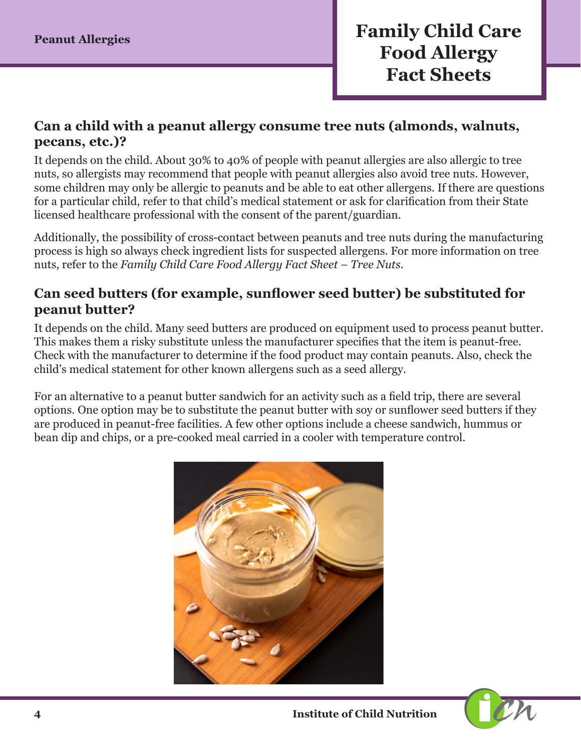## Can a child with a peanut allergy consume tree nuts (almonds, walnuts, pecans, etc.)?

It depends on the child. About 30% to 40% of people with peanut allergies are also allergic to tree nuts, so allergists may recommend that people with peanut allergies also avoid tree nuts. However, some children may only be allergic to peanuts and be able to eat other allergens. If there are questions for a particular child, refer to that child's medical statement or ask for clarification from their State licensed healthcare professional with the consent of the parent/guardian.

Additionally, the possibility of cross-contact between peanuts and tree nuts during the manufacturing process is high so always check ingredient lists for suspected allergens. For more information on tree nuts, refer to the *Family Child Care Food Allergy Fact Sheet – Tree Nuts*.

## Can seed butters (for example, sunflower seed butter) be substituted for peanut butter?

It depends on the child. Many seed butters are produced on equipment used to process peanut butter. This makes them a risky substitute unless the manufacturer specifies that the item is peanut-free. Check with the manufacturer to determine if the food product may contain peanuts. Also, check the child's medical statement for other known allergens such as a seed allergy.

For an alternative to a peanut butter sandwich for an activity such as a field trip, there are several options. One option may be to substitute the peanut butter with soy or sunflower seed butters if they are produced in peanut-free facilities. A few other options include a cheese sandwich, hummus or bean dip and chips, or a pre-cooked meal carried in a cooler with temperature control.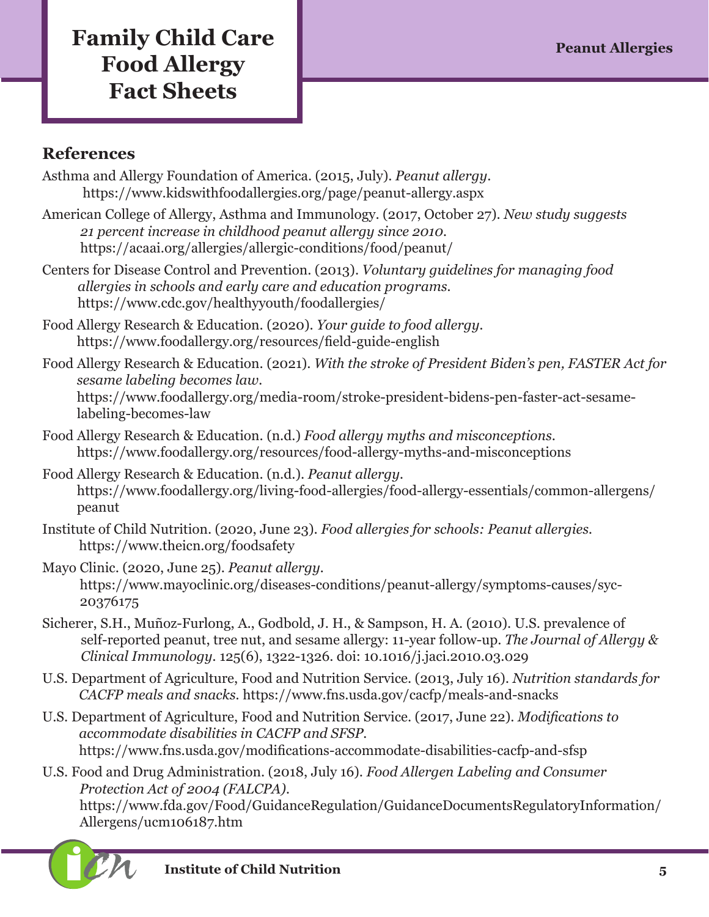## References

Asthma and Allergy Foundation of America. (2015, July). *Peanut allergy.* https://www.kidswithfoodallergies.org/page/peanut-allergy.aspx

American College of Allergy, Asthma and Immunology. (2017, October 27). *New study suggests 21 percent increase in childhood peanut allergy since 2010.* https://acaai.org/allergies/allergic-conditions/food/peanut/

Centers for Disease Control and Prevention. (2013). *Voluntary guidelines for managing food allergies in schools and early care and education programs.* https://www.cdc.gov/healthyyouth/foodallergies/

Food Allergy Research & Education. (2020). *Your guide to food allergy.* https://www.foodallergy.org/resources/field-guide-english

Food Allergy Research & Education. (2021). *With the stroke of President Biden's pen, FASTER Act for sesame labeling becomes law.* https://www.foodallergy.org/media-room/stroke-president-bidens-pen-faster-act-sesame-labeling-becomes-law

Food Allergy Research & Education. (n.d.) *Food allergy myths and misconceptions.* https://www.foodallergy.org/resources/food-allergy-myths-and-misconceptions

Food Allergy Research & Education. (n.d.). *Peanut allergy.* https://www.foodallergy.org/living-food-allergies/food-allergy-essentials/common-allergens/peanut

Institute of Child Nutrition. (2020, June 23). *Food allergies for schools: Peanut allergies.* https://www.theicn.org/foodsafety

Mayo Clinic. (2020, June 25). *Peanut allergy.* https://www.mayoclinic.org/diseases-conditions/peanut-allergy/symptoms-causes/syc-20376175

Sicherer, S.H., Muñoz-Furlong, A., Godbold, J. H., & Sampson, H. A. (2010). U.S. prevalence of self-reported peanut, tree nut, and sesame allergy: 11-year follow-up. *The Journal of Allergy & Clinical Immunology.* 125(6), 1322-1326. doi: 10.1016/j.jaci.2010.03.029

U.S. Department of Agriculture, Food and Nutrition Service. (2013, July 16). *Nutrition standards for CACFP meals and snacks.* https://www.fns.usda.gov/cacfp/meals-and-snacks

U.S. Department of Agriculture, Food and Nutrition Service. (2017, June 22). *Modifications to accommodate disabilities in CACFP and SFSP.* https://www.fns.usda.gov/modifications-accommodate-disabilities-cacfp-and-sfsp

U.S. Food and Drug Administration. (2018, July 16). *Food Allergen Labeling and Consumer Protection Act of 2004 (FALCPA).* https://www.fda.gov/Food/GuidanceRegulation/GuidanceDocumentsRegulatoryInformation/Allergens/ucm106187.htm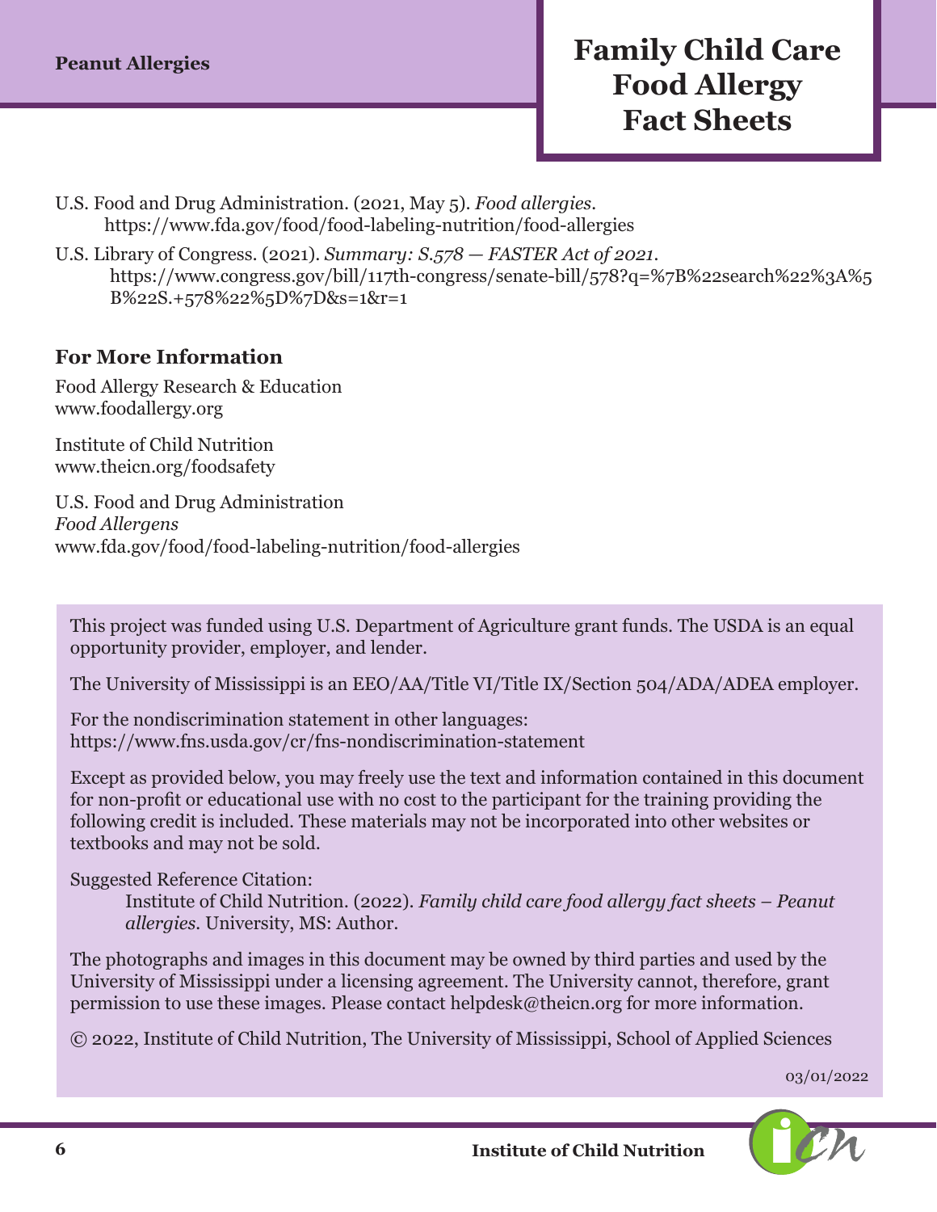U.S. Food and Drug Administration. (2021, May 5). *Food allergies*. https://www.fda.gov/food/food-labeling-nutrition/food-allergies

U.S. Library of Congress. (2021). *Summary: S.578 — FASTER Act of 2021*. https://www.congress.gov/bill/117th-congress/senate-bill/578?q=%7B%22search%22%3A%5B%22S.+578%22%5D%7D&s=1&r=1

## For More Information

Food Allergy Research & Education
www.foodallergy.org

Institute of Child Nutrition
www.theicn.org/foodsafety

U.S. Food and Drug Administration
*Food Allergens*
www.fda.gov/food/food-labeling-nutrition/food-allergies

This project was funded using U.S. Department of Agriculture grant funds. The USDA is an equal opportunity provider, employer, and lender.

The University of Mississippi is an EEO/AA/Title VI/Title IX/Section 504/ADA/ADEA employer.

For the nondiscrimination statement in other languages: https://www.fns.usda.gov/cr/fns-nondiscrimination-statement

Except as provided below, you may freely use the text and information contained in this document for non-profit or educational use with no cost to the participant for the training providing the following credit is included. These materials may not be incorporated into other websites or textbooks and may not be sold.

Suggested Reference Citation:
Institute of Child Nutrition. (2022). *Family child care food allergy fact sheets – Peanut allergies*. University, MS: Author.

The photographs and images in this document may be owned by third parties and used by the University of Mississippi under a licensing agreement. The University cannot, therefore, grant permission to use these images. Please contact helpdesk@theicn.org for more information.

© 2022, Institute of Child Nutrition, The University of Mississippi, School of Applied Sciences

03/01/2022